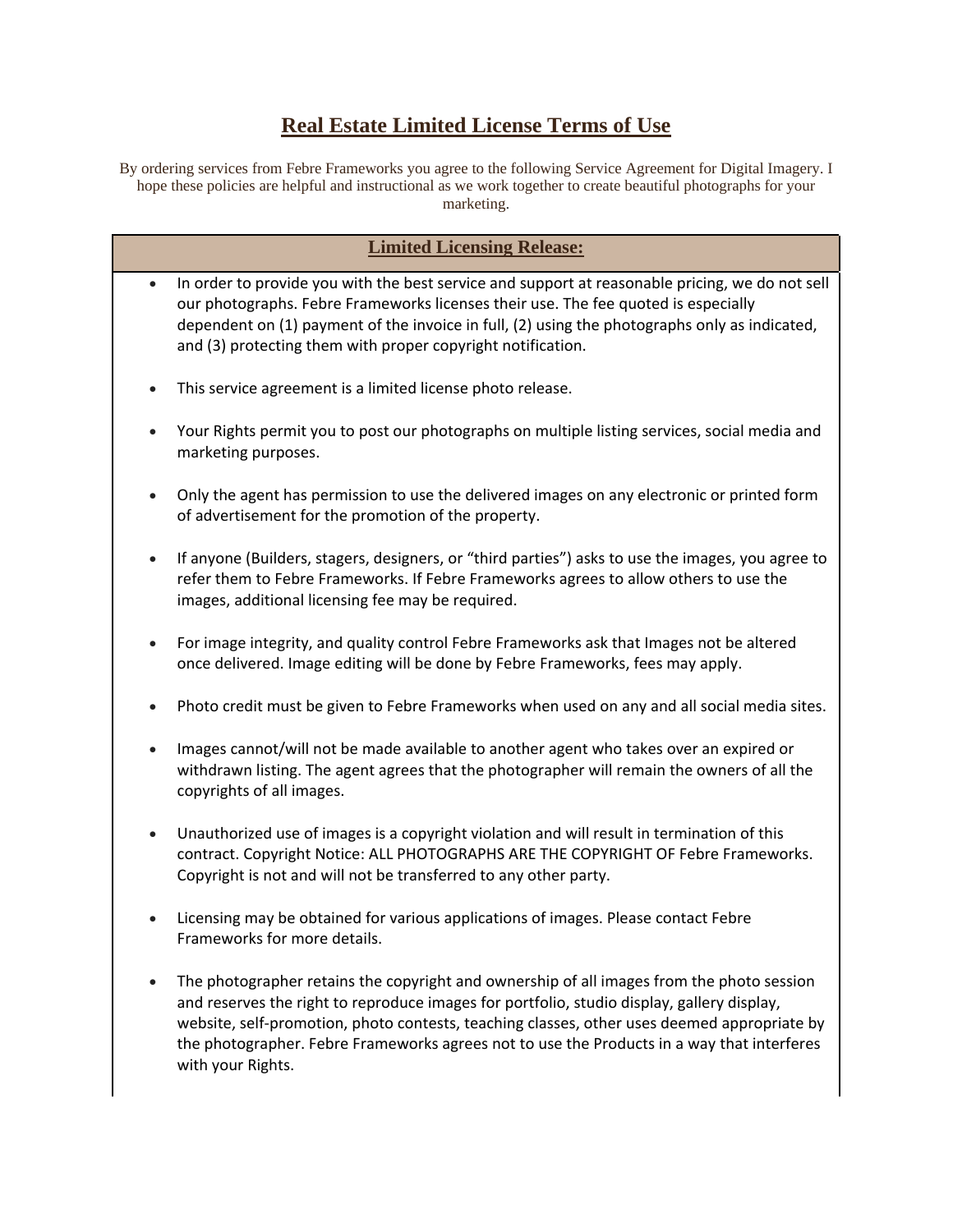# Real Estate Limited License Terms of Use

By ordering services from Febre Frameworks you agree to the following Service Agreement for Digital Imagery. I hope these policies are helpful and instructional as we work together to create beautiful photographs for your marketing.

## Limited Licensing Release:

- In order to provide you with the best service and support at reasonable pricing, we do not sell our photographs. Febre Frameworks licenses their use. The fee quoted is especially dependent on (1) payment of the invoice in full, (2) using the photographs only as indicated, and (3) protecting them with proper copyright notification.

- This service agreement is a limited license photo release.

- Your Rights permit you to post our photographs on multiple listing services, social media and marketing purposes.

- Only the agent has permission to use the delivered images on any electronic or printed form of advertisement for the promotion of the property.

- If anyone (Builders, stagers, designers, or "third parties") asks to use the images, you agree to refer them to Febre Frameworks. If Febre Frameworks agrees to allow others to use the images, additional licensing fee may be required.

- For image integrity, and quality control Febre Frameworks ask that Images not be altered once delivered. Image editing will be done by Febre Frameworks, fees may apply.

- Photo credit must be given to Febre Frameworks when used on any and all social media sites.

- Images cannot/will not be made available to another agent who takes over an expired or withdrawn listing. The agent agrees that the photographer will remain the owners of all the copyrights of all images.

- Unauthorized use of images is a copyright violation and will result in termination of this contract. Copyright Notice: ALL PHOTOGRAPHS ARE THE COPYRIGHT OF Febre Frameworks. Copyright is not and will not be transferred to any other party.

- Licensing may be obtained for various applications of images. Please contact Febre Frameworks for more details.

- The photographer retains the copyright and ownership of all images from the photo session and reserves the right to reproduce images for portfolio, studio display, gallery display, website, self-promotion, photo contests, teaching classes, other uses deemed appropriate by the photographer. Febre Frameworks agrees not to use the Products in a way that interferes with your Rights.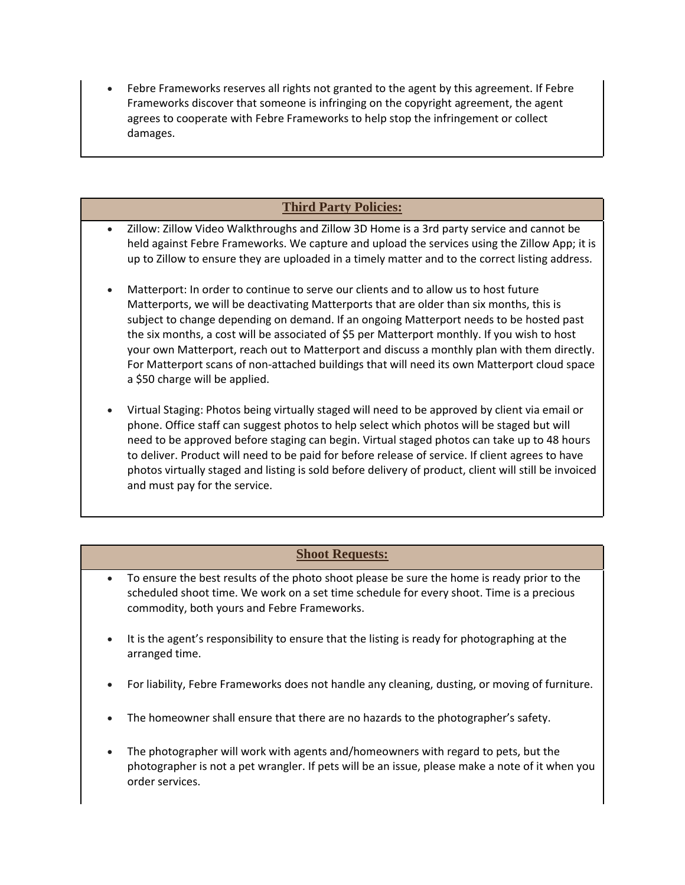- Febre Frameworks reserves all rights not granted to the agent by this agreement. If Febre Frameworks discover that someone is infringing on the copyright agreement, the agent agrees to cooperate with Febre Frameworks to help stop the infringement or collect damages.

## Third Party Policies:

- Zillow: Zillow Video Walkthroughs and Zillow 3D Home is a 3rd party service and cannot be held against Febre Frameworks. We capture and upload the services using the Zillow App; it is up to Zillow to ensure they are uploaded in a timely matter and to the correct listing address.

- Matterport: In order to continue to serve our clients and to allow us to host future Matterports, we will be deactivating Matterports that are older than six months, this is subject to change depending on demand. If an ongoing Matterport needs to be hosted past the six months, a cost will be associated of $5 per Matterport monthly. If you wish to host your own Matterport, reach out to Matterport and discuss a monthly plan with them directly. For Matterport scans of non-attached buildings that will need its own Matterport cloud space a $50 charge will be applied.

- Virtual Staging: Photos being virtually staged will need to be approved by client via email or phone. Office staff can suggest photos to help select which photos will be staged but will need to be approved before staging can begin. Virtual staged photos can take up to 48 hours to deliver. Product will need to be paid for before release of service. If client agrees to have photos virtually staged and listing is sold before delivery of product, client will still be invoiced and must pay for the service.

## Shoot Requests:

- To ensure the best results of the photo shoot please be sure the home is ready prior to the scheduled shoot time. We work on a set time schedule for every shoot. Time is a precious commodity, both yours and Febre Frameworks.

- It is the agent's responsibility to ensure that the listing is ready for photographing at the arranged time.

- For liability, Febre Frameworks does not handle any cleaning, dusting, or moving of furniture.

- The homeowner shall ensure that there are no hazards to the photographer's safety.

- The photographer will work with agents and/homeowners with regard to pets, but the photographer is not a pet wrangler. If pets will be an issue, please make a note of it when you order services.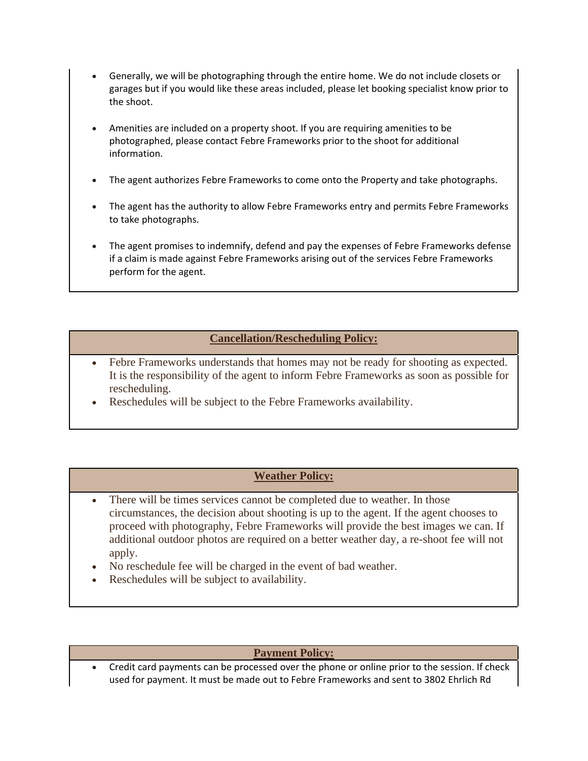- Generally, we will be photographing through the entire home. We do not include closets or garages but if you would like these areas included, please let booking specialist know prior to the shoot.

- Amenities are included on a property shoot. If you are requiring amenities to be photographed, please contact Febre Frameworks prior to the shoot for additional information.

- The agent authorizes Febre Frameworks to come onto the Property and take photographs.

- The agent has the authority to allow Febre Frameworks entry and permits Febre Frameworks to take photographs.

- The agent promises to indemnify, defend and pay the expenses of Febre Frameworks defense if a claim is made against Febre Frameworks arising out of the services Febre Frameworks perform for the agent.

## Cancellation/Rescheduling Policy:

- Febre Frameworks understands that homes may not be ready for shooting as expected. It is the responsibility of the agent to inform Febre Frameworks as soon as possible for rescheduling.
- Reschedules will be subject to the Febre Frameworks availability.

## Weather Policy:

- There will be times services cannot be completed due to weather. In those circumstances, the decision about shooting is up to the agent. If the agent chooses to proceed with photography, Febre Frameworks will provide the best images we can. If additional outdoor photos are required on a better weather day, a re-shoot fee will not apply.
- No reschedule fee will be charged in the event of bad weather.
- Reschedules will be subject to availability.

## Payment Policy:

- Credit card payments can be processed over the phone or online prior to the session. If check used for payment. It must be made out to Febre Frameworks and sent to 3802 Ehrlich Rd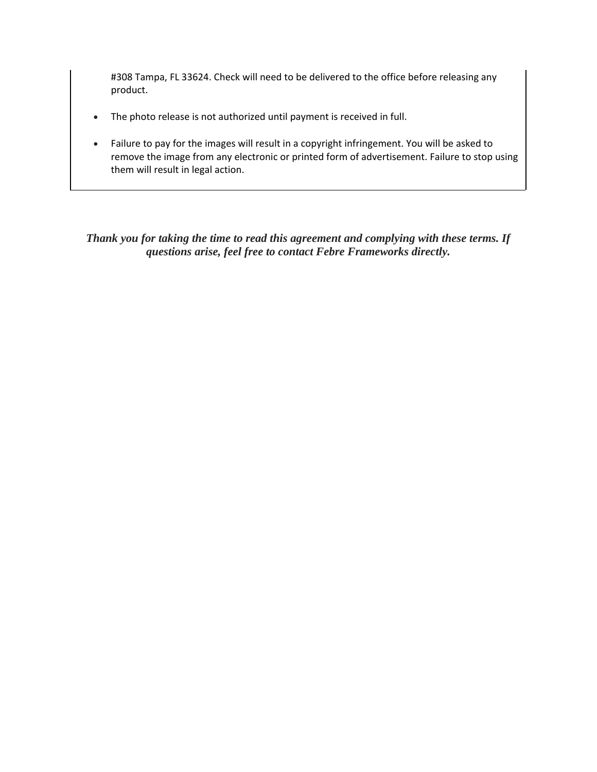#308 Tampa, FL 33624. Check will need to be delivered to the office before releasing any product.

- The photo release is not authorized until payment is received in full.
- Failure to pay for the images will result in a copyright infringement. You will be asked to remove the image from any electronic or printed form of advertisement. Failure to stop using them will result in legal action.

***Thank you for taking the time to read this agreement and complying with these terms. If questions arise, feel free to contact Febre Frameworks directly.***